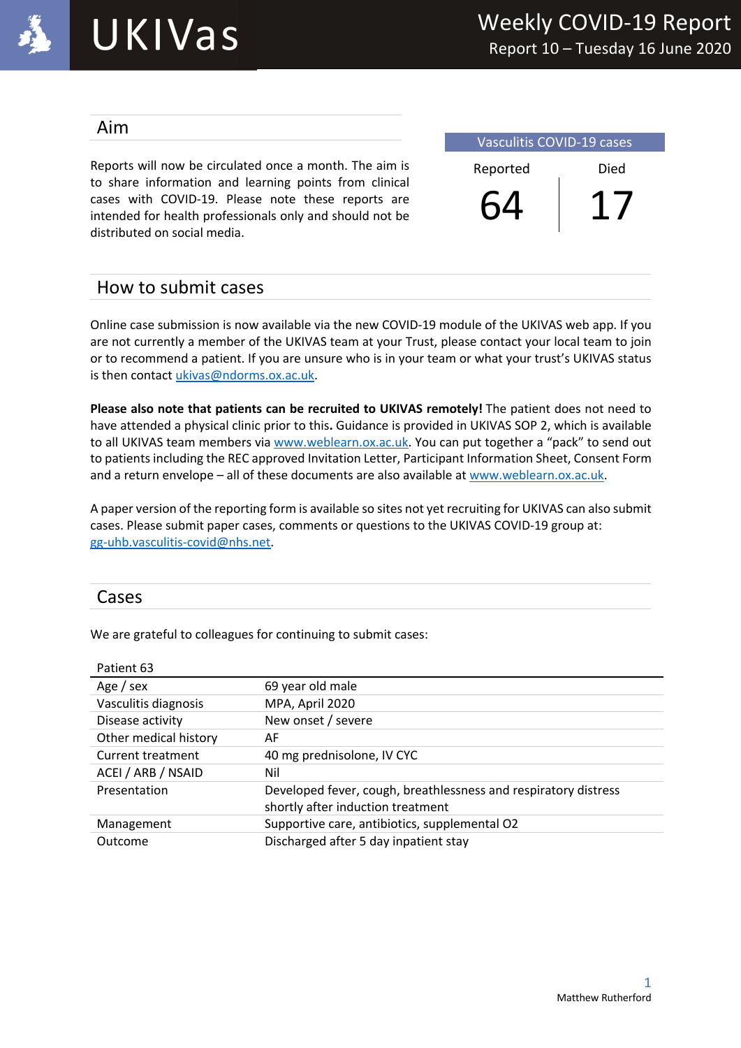# UKIVas

## Weekly COVID-19 Report

Report 10 – Tuesday 16 June 2020

## Aim

Reports will now be circulated once a month. The aim is to share information and learning points from clinical cases with COVID-19. Please note these reports are intended for health professionals only and should not be distributed on social media.

| Vasculitis COVID-19 cases | |
|---|---|
| Reported | Died |
| 64 | 17 |

## How to submit cases

Online case submission is now available via the new COVID-19 module of the UKIVAS web app. If you are not currently a member of the UKIVAS team at your Trust, please contact your local team to join or to recommend a patient. If you are unsure who is in your team or what your trust's UKIVAS status is then contact ukivas@ndorms.ox.ac.uk.

**Please also note that patients can be recruited to UKIVAS remotely!** The patient does not need to have attended a physical clinic prior to this**.** Guidance is provided in UKIVAS SOP 2, which is available to all UKIVAS team members via www.weblearn.ox.ac.uk. You can put together a "pack" to send out to patients including the REC approved Invitation Letter, Participant Information Sheet, Consent Form and a return envelope – all of these documents are also available at www.weblearn.ox.ac.uk.

A paper version of the reporting form is available so sites not yet recruiting for UKIVAS can also submit cases. Please submit paper cases, comments or questions to the UKIVAS COVID-19 group at: gg-uhb.vasculitis-covid@nhs.net.

## Cases

We are grateful to colleagues for continuing to submit cases:

| Patient 63 | |
|---|---|
| Age / sex | 69 year old male |
| Vasculitis diagnosis | MPA, April 2020 |
| Disease activity | New onset / severe |
| Other medical history | AF |
| Current treatment | 40 mg prednisolone, IV CYC |
| ACEI / ARB / NSAID | Nil |
| Presentation | Developed fever, cough, breathlessness and respiratory distress shortly after induction treatment |
| Management | Supportive care, antibiotics, supplemental O2 |
| Outcome | Discharged after 5 day inpatient stay |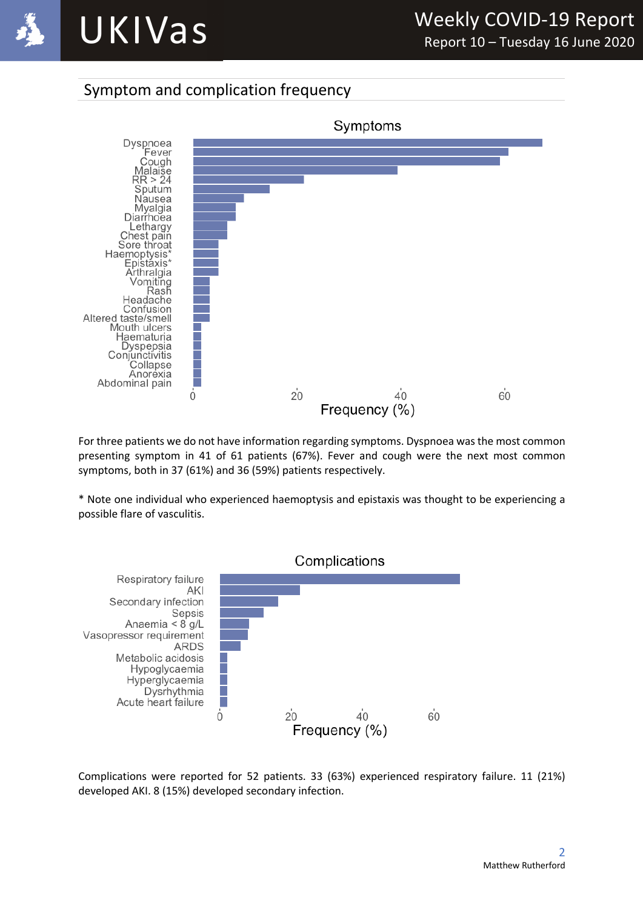## Symptom and complication frequency

Symptoms

Dyspnoea
Fever
Cough
Malaise
RR > 24
Sputum
Nausea
Myalgia
Diarrhoea
Lethargy
Chest pain
Sore throat
Haemoptysis*
Epistaxis*
Arthralgia
Vomiting
Rash
Headache
Confusion
Altered taste/smell
Mouth ulcers
Haematuria
Dyspepsia
Conjunctivitis
Collapse
Anorexia
Abdominal pain

0 20 40 60

Frequency (%)

For three patients we do not have information regarding symptoms. Dyspnoea was the most common presenting symptom in 41 of 61 patients (67%). Fever and cough were the next most common symptoms, both in 37 (61%) and 36 (59%) patients respectively.

* Note one individual who experienced haemoptysis and epistaxis was thought to be experiencing a possible flare of vasculitis.

Complications

Respiratory failure
AKI
Secondary infection
Sepsis
Anaemia < 8 g/L
Vasopressor requirement
ARDS
Metabolic acidosis
Hypoglycaemia
Hyperglycaemia
Dysrhythmia
Acute heart failure

0 20 40 60

Frequency (%)

Complications were reported for 52 patients. 33 (63%) experienced respiratory failure. 11 (21%) developed AKI. 8 (15%) developed secondary infection.

Matthew Rutherford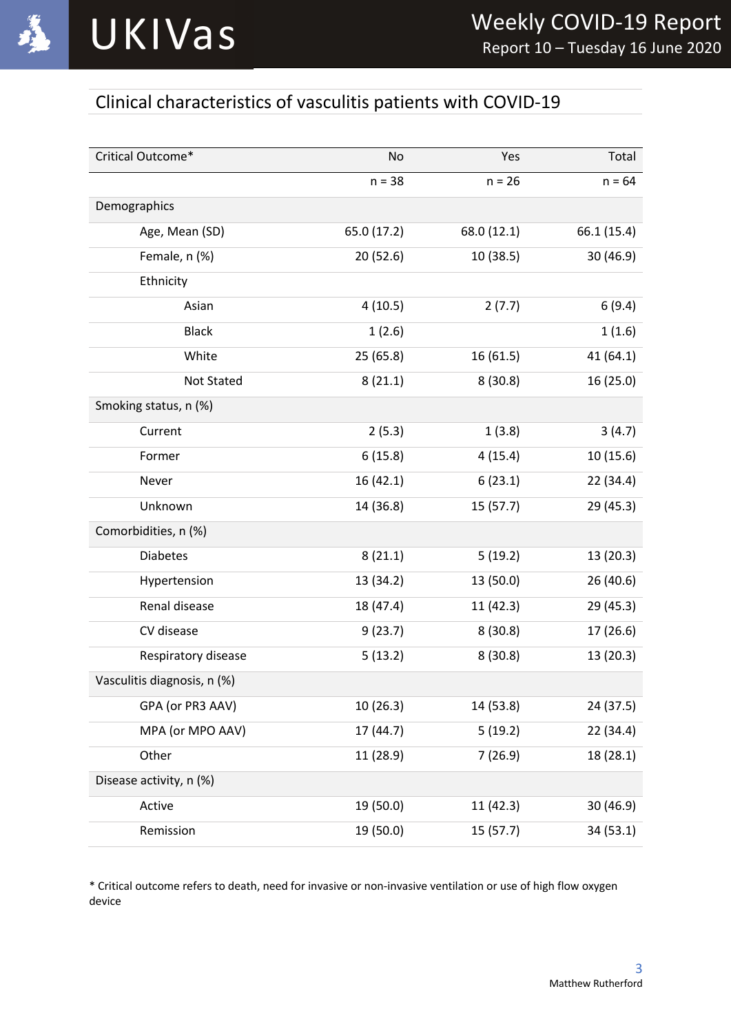## Clinical characteristics of vasculitis patients with COVID-19

| Critical Outcome* | No | Yes | Total |
|---|---|---|---|
| | n = 38 | n = 26 | n = 64 |
| Demographics | | | |
| Age, Mean (SD) | 65.0 (17.2) | 68.0 (12.1) | 66.1 (15.4) |
| Female, n (%) | 20 (52.6) | 10 (38.5) | 30 (46.9) |
| Ethnicity | | | |
| Asian | 4 (10.5) | 2 (7.7) | 6 (9.4) |
| Black | 1 (2.6) | | 1 (1.6) |
| White | 25 (65.8) | 16 (61.5) | 41 (64.1) |
| Not Stated | 8 (21.1) | 8 (30.8) | 16 (25.0) |
| Smoking status, n (%) | | | |
| Current | 2 (5.3) | 1 (3.8) | 3 (4.7) |
| Former | 6 (15.8) | 4 (15.4) | 10 (15.6) |
| Never | 16 (42.1) | 6 (23.1) | 22 (34.4) |
| Unknown | 14 (36.8) | 15 (57.7) | 29 (45.3) |
| Comorbidities, n (%) | | | |
| Diabetes | 8 (21.1) | 5 (19.2) | 13 (20.3) |
| Hypertension | 13 (34.2) | 13 (50.0) | 26 (40.6) |
| Renal disease | 18 (47.4) | 11 (42.3) | 29 (45.3) |
| CV disease | 9 (23.7) | 8 (30.8) | 17 (26.6) |
| Respiratory disease | 5 (13.2) | 8 (30.8) | 13 (20.3) |
| Vasculitis diagnosis, n (%) | | | |
| GPA (or PR3 AAV) | 10 (26.3) | 14 (53.8) | 24 (37.5) |
| MPA (or MPO AAV) | 17 (44.7) | 5 (19.2) | 22 (34.4) |
| Other | 11 (28.9) | 7 (26.9) | 18 (28.1) |
| Disease activity, n (%) | | | |
| Active | 19 (50.0) | 11 (42.3) | 30 (46.9) |
| Remission | 19 (50.0) | 15 (57.7) | 34 (53.1) |

* Critical outcome refers to death, need for invasive or non-invasive ventilation or use of high flow oxygen device

Matthew Rutherford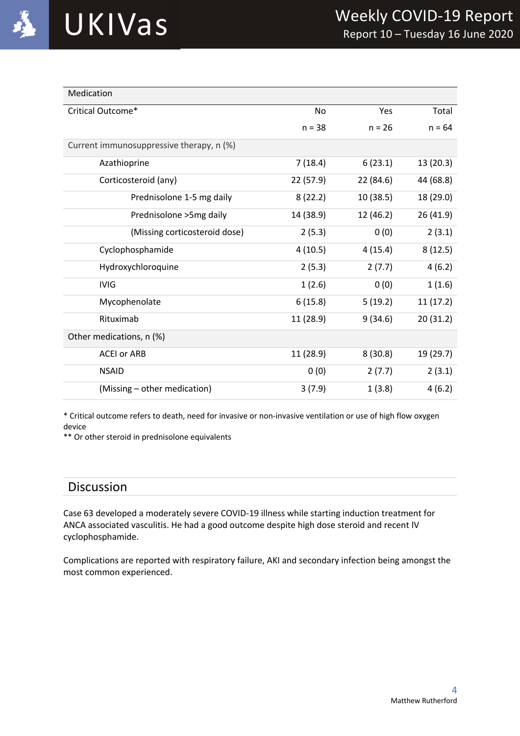| Medication | | | |
| --- | --- | --- | --- |
| Critical Outcome* | No | Yes | Total |
| | n = 38 | n = 26 | n = 64 |
| Current immunosuppressive therapy, n (%) | | | |
| Azathioprine | 7 (18.4) | 6 (23.1) | 13 (20.3) |
| Corticosteroid (any) | 22 (57.9) | 22 (84.6) | 44 (68.8) |
| Prednisolone 1-5 mg daily | 8 (22.2) | 10 (38.5) | 18 (29.0) |
| Prednisolone >5mg daily | 14 (38.9) | 12 (46.2) | 26 (41.9) |
| (Missing corticosteroid dose) | 2 (5.3) | 0 (0) | 2 (3.1) |
| Cyclophosphamide | 4 (10.5) | 4 (15.4) | 8 (12.5) |
| Hydroxychloroquine | 2 (5.3) | 2 (7.7) | 4 (6.2) |
| IVIG | 1 (2.6) | 0 (0) | 1 (1.6) |
| Mycophenolate | 6 (15.8) | 5 (19.2) | 11 (17.2) |
| Rituximab | 11 (28.9) | 9 (34.6) | 20 (31.2) |
| Other medications, n (%) | | | |
| ACEI or ARB | 11 (28.9) | 8 (30.8) | 19 (29.7) |
| NSAID | 0 (0) | 2 (7.7) | 2 (3.1) |
| (Missing – other medication) | 3 (7.9) | 1 (3.8) | 4 (6.2) |

* Critical outcome refers to death, need for invasive or non-invasive ventilation or use of high flow oxygen device
** Or other steroid in prednisolone equivalents

## Discussion

Case 63 developed a moderately severe COVID-19 illness while starting induction treatment for ANCA associated vasculitis. He had a good outcome despite high dose steroid and recent IV cyclophosphamide.

Complications are reported with respiratory failure, AKI and secondary infection being amongst the most common experienced.